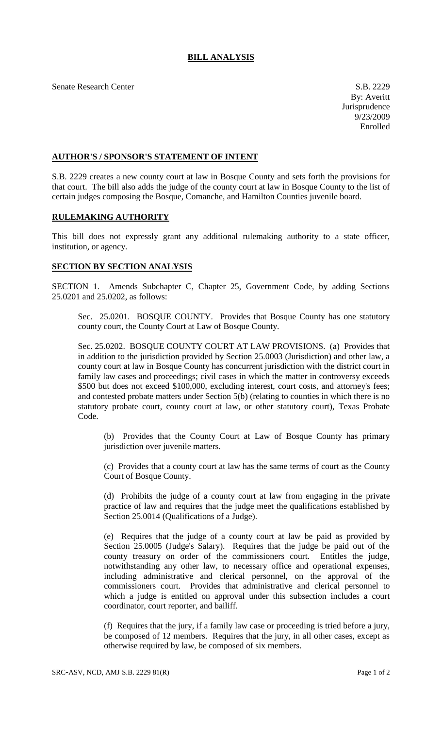# BILL ANALYSIS

Senate Research Center

S.B. 2229
By: Averitt
Jurisprudence
9/23/2009
Enrolled

## AUTHOR'S / SPONSOR'S STATEMENT OF INTENT

S.B. 2229 creates a new county court at law in Bosque County and sets forth the provisions for that court. The bill also adds the judge of the county court at law in Bosque County to the list of certain judges composing the Bosque, Comanche, and Hamilton Counties juvenile board.

## RULEMAKING AUTHORITY

This bill does not expressly grant any additional rulemaking authority to a state officer, institution, or agency.

## SECTION BY SECTION ANALYSIS

SECTION 1. Amends Subchapter C, Chapter 25, Government Code, by adding Sections 25.0201 and 25.0202, as follows:

Sec. 25.0201. BOSQUE COUNTY. Provides that Bosque County has one statutory county court, the County Court at Law of Bosque County.

Sec. 25.0202. BOSQUE COUNTY COURT AT LAW PROVISIONS. (a) Provides that in addition to the jurisdiction provided by Section 25.0003 (Jurisdiction) and other law, a county court at law in Bosque County has concurrent jurisdiction with the district court in family law cases and proceedings; civil cases in which the matter in controversy exceeds $500 but does not exceed $100,000, excluding interest, court costs, and attorney's fees; and contested probate matters under Section 5(b) (relating to counties in which there is no statutory probate court, county court at law, or other statutory court), Texas Probate Code.

(b) Provides that the County Court at Law of Bosque County has primary jurisdiction over juvenile matters.

(c) Provides that a county court at law has the same terms of court as the County Court of Bosque County.

(d) Prohibits the judge of a county court at law from engaging in the private practice of law and requires that the judge meet the qualifications established by Section 25.0014 (Qualifications of a Judge).

(e) Requires that the judge of a county court at law be paid as provided by Section 25.0005 (Judge's Salary). Requires that the judge be paid out of the county treasury on order of the commissioners court. Entitles the judge, notwithstanding any other law, to necessary office and operational expenses, including administrative and clerical personnel, on the approval of the commissioners court. Provides that administrative and clerical personnel to which a judge is entitled on approval under this subsection includes a court coordinator, court reporter, and bailiff.

(f) Requires that the jury, if a family law case or proceeding is tried before a jury, be composed of 12 members. Requires that the jury, in all other cases, except as otherwise required by law, be composed of six members.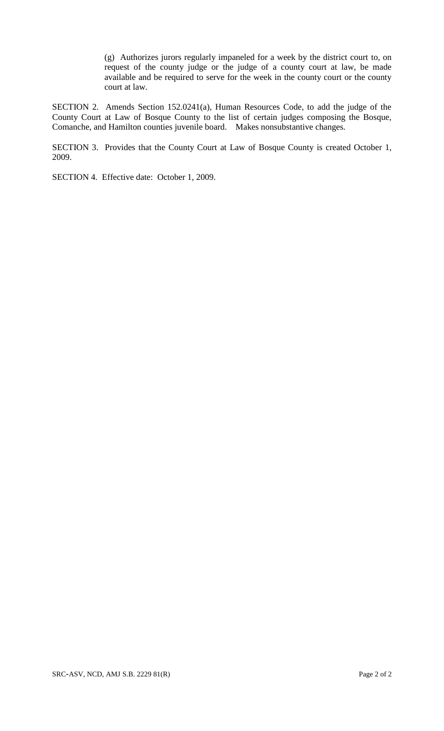(g) Authorizes jurors regularly impaneled for a week by the district court to, on request of the county judge or the judge of a county court at law, be made available and be required to serve for the week in the county court or the county court at law.

SECTION 2. Amends Section 152.0241(a), Human Resources Code, to add the judge of the County Court at Law of Bosque County to the list of certain judges composing the Bosque, Comanche, and Hamilton counties juvenile board. Makes nonsubstantive changes.

SECTION 3. Provides that the County Court at Law of Bosque County is created October 1, 2009.

SECTION 4. Effective date: October 1, 2009.

SRC-ASV, NCD, AMJ S.B. 2229 81(R)